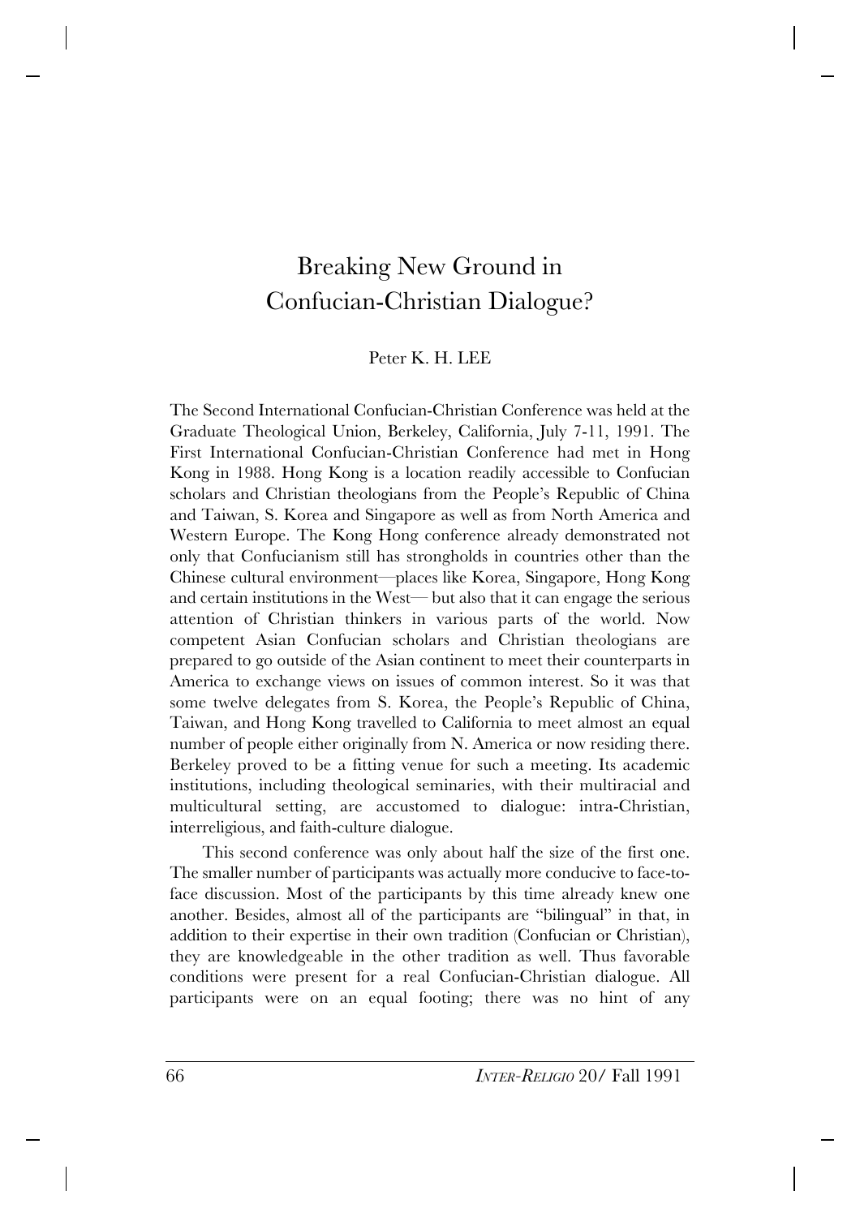# Breaking New Ground in Confucian-Christian Dialogue?

Peter K. H. LEE

The Second International Confucian-Christian Conference was held at the Graduate Theological Union, Berkeley, California, July 7-11, 1991. The First International Confucian-Christian Conference had met in Hong Kong in 1988. Hong Kong is a location readily accessible to Confucian scholars and Christian theologians from the People's Republic of China and Taiwan, S. Korea and Singapore as well as from North America and Western Europe. The Kong Hong conference already demonstrated not only that Confucianism still has strongholds in countries other than the Chinese cultural environment—places like Korea, Singapore, Hong Kong and certain institutions in the West— but also that it can engage the serious attention of Christian thinkers in various parts of the world. Now competent Asian Confucian scholars and Christian theologians are prepared to go outside of the Asian continent to meet their counterparts in America to exchange views on issues of common interest. So it was that some twelve delegates from S. Korea, the People's Republic of China, Taiwan, and Hong Kong travelled to California to meet almost an equal number of people either originally from N. America or now residing there. Berkeley proved to be a fitting venue for such a meeting. Its academic institutions, including theological seminaries, with their multiracial and multicultural setting, are accustomed to dialogue: intra-Christian, interreligious, and faith-culture dialogue.

This second conference was only about half the size of the first one. The smaller number of participants was actually more conducive to face-to-face discussion. Most of the participants by this time already knew one another. Besides, almost all of the participants are "bilingual" in that, in addition to their expertise in their own tradition (Confucian or Christian), they are knowledgeable in the other tradition as well. Thus favorable conditions were present for a real Confucian-Christian dialogue. All participants were on an equal footing; there was no hint of any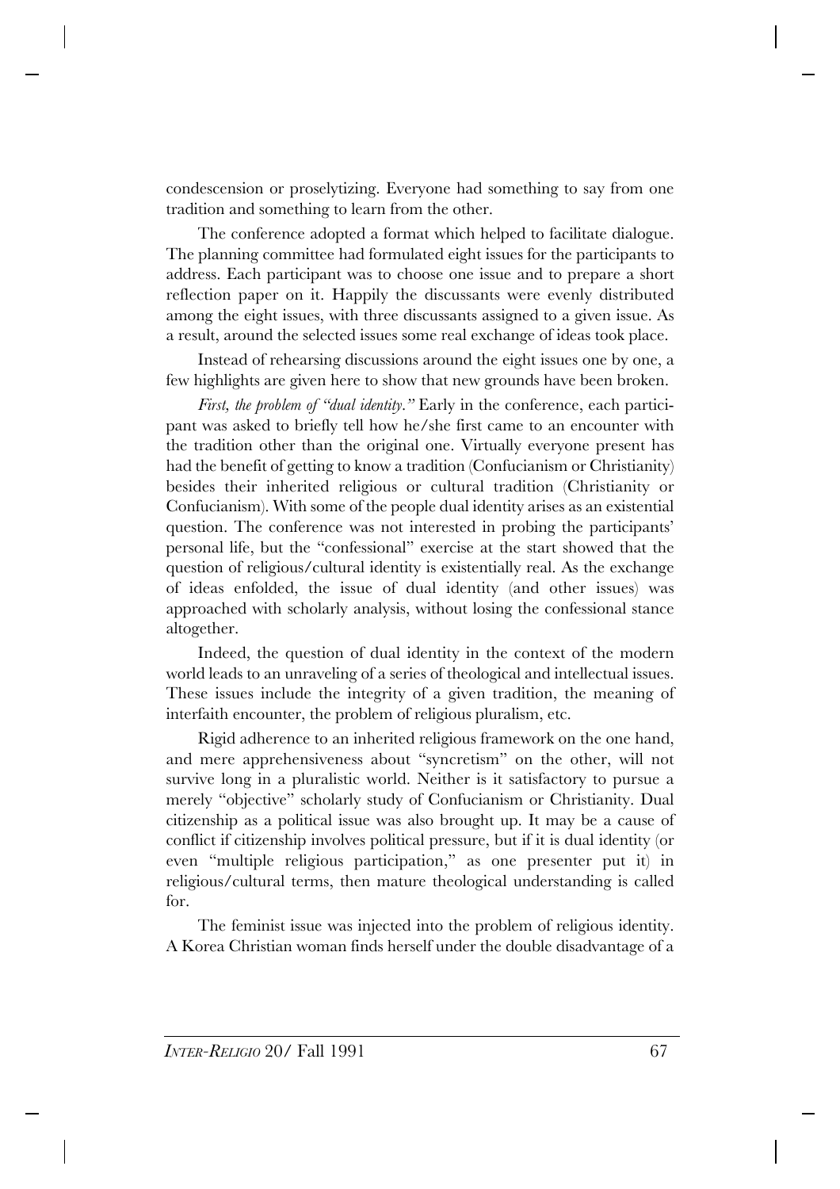condescension or proselytizing. Everyone had something to say from one tradition and something to learn from the other.

The conference adopted a format which helped to facilitate dialogue. The planning committee had formulated eight issues for the participants to address. Each participant was to choose one issue and to prepare a short reflection paper on it. Happily the discussants were evenly distributed among the eight issues, with three discussants assigned to a given issue. As a result, around the selected issues some real exchange of ideas took place.

Instead of rehearsing discussions around the eight issues one by one, a few highlights are given here to show that new grounds have been broken.

*First, the problem of "dual identity."* Early in the conference, each participant was asked to briefly tell how he/she first came to an encounter with the tradition other than the original one. Virtually everyone present has had the benefit of getting to know a tradition (Confucianism or Christianity) besides their inherited religious or cultural tradition (Christianity or Confucianism). With some of the people dual identity arises as an existential question. The conference was not interested in probing the participants' personal life, but the "confessional" exercise at the start showed that the question of religious/cultural identity is existentially real. As the exchange of ideas enfolded, the issue of dual identity (and other issues) was approached with scholarly analysis, without losing the confessional stance altogether.

Indeed, the question of dual identity in the context of the modern world leads to an unraveling of a series of theological and intellectual issues. These issues include the integrity of a given tradition, the meaning of interfaith encounter, the problem of religious pluralism, etc.

Rigid adherence to an inherited religious framework on the one hand, and mere apprehensiveness about "syncretism" on the other, will not survive long in a pluralistic world. Neither is it satisfactory to pursue a merely "objective" scholarly study of Confucianism or Christianity. Dual citizenship as a political issue was also brought up. It may be a cause of conflict if citizenship involves political pressure, but if it is dual identity (or even "multiple religious participation," as one presenter put it) in religious/cultural terms, then mature theological understanding is called for.

The feminist issue was injected into the problem of religious identity. A Korea Christian woman finds herself under the double disadvantage of a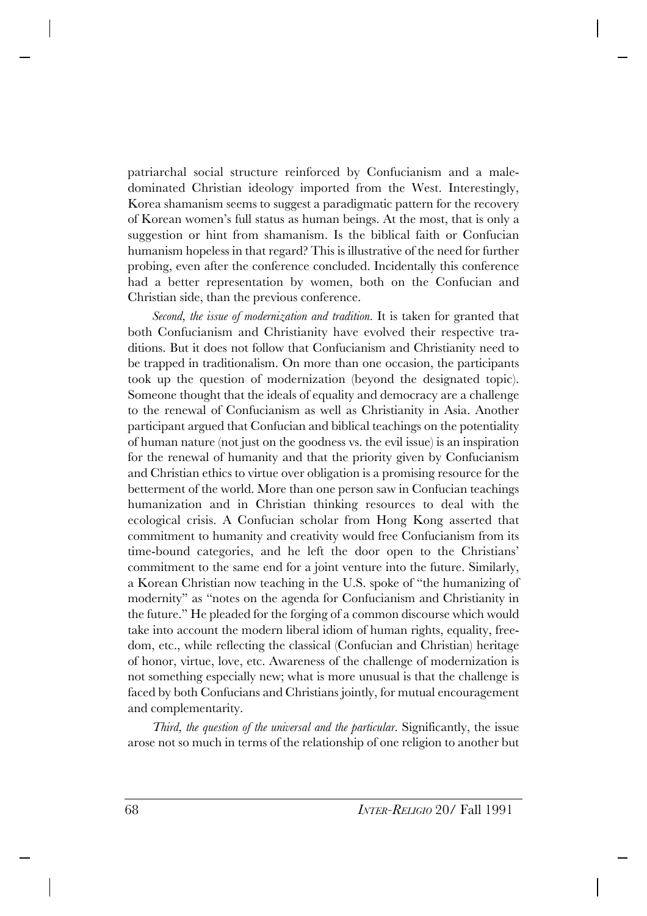patriarchal social structure reinforced by Confucianism and a male-dominated Christian ideology imported from the West. Interestingly, Korea shamanism seems to suggest a paradigmatic pattern for the recovery of Korean women's full status as human beings. At the most, that is only a suggestion or hint from shamanism. Is the biblical faith or Confucian humanism hopeless in that regard? This is illustrative of the need for further probing, even after the conference concluded. Incidentally this conference had a better representation by women, both on the Confucian and Christian side, than the previous conference.

*Second, the issue of modernization and tradition.* It is taken for granted that both Confucianism and Christianity have evolved their respective traditions. But it does not follow that Confucianism and Christianity need to be trapped in traditionalism. On more than one occasion, the participants took up the question of modernization (beyond the designated topic). Someone thought that the ideals of equality and democracy are a challenge to the renewal of Confucianism as well as Christianity in Asia. Another participant argued that Confucian and biblical teachings on the potentiality of human nature (not just on the goodness vs. the evil issue) is an inspiration for the renewal of humanity and that the priority given by Confucianism and Christian ethics to virtue over obligation is a promising resource for the betterment of the world. More than one person saw in Confucian teachings humanization and in Christian thinking resources to deal with the ecological crisis. A Confucian scholar from Hong Kong asserted that commitment to humanity and creativity would free Confucianism from its time-bound categories, and he left the door open to the Christians' commitment to the same end for a joint venture into the future. Similarly, a Korean Christian now teaching in the U.S. spoke of "the humanizing of modernity" as "notes on the agenda for Confucianism and Christianity in the future." He pleaded for the forging of a common discourse which would take into account the modern liberal idiom of human rights, equality, freedom, etc., while reflecting the classical (Confucian and Christian) heritage of honor, virtue, love, etc. Awareness of the challenge of modernization is not something especially new; what is more unusual is that the challenge is faced by both Confucians and Christians jointly, for mutual encouragement and complementarity.

*Third, the question of the universal and the particular.* Significantly, the issue arose not so much in terms of the relationship of one religion to another but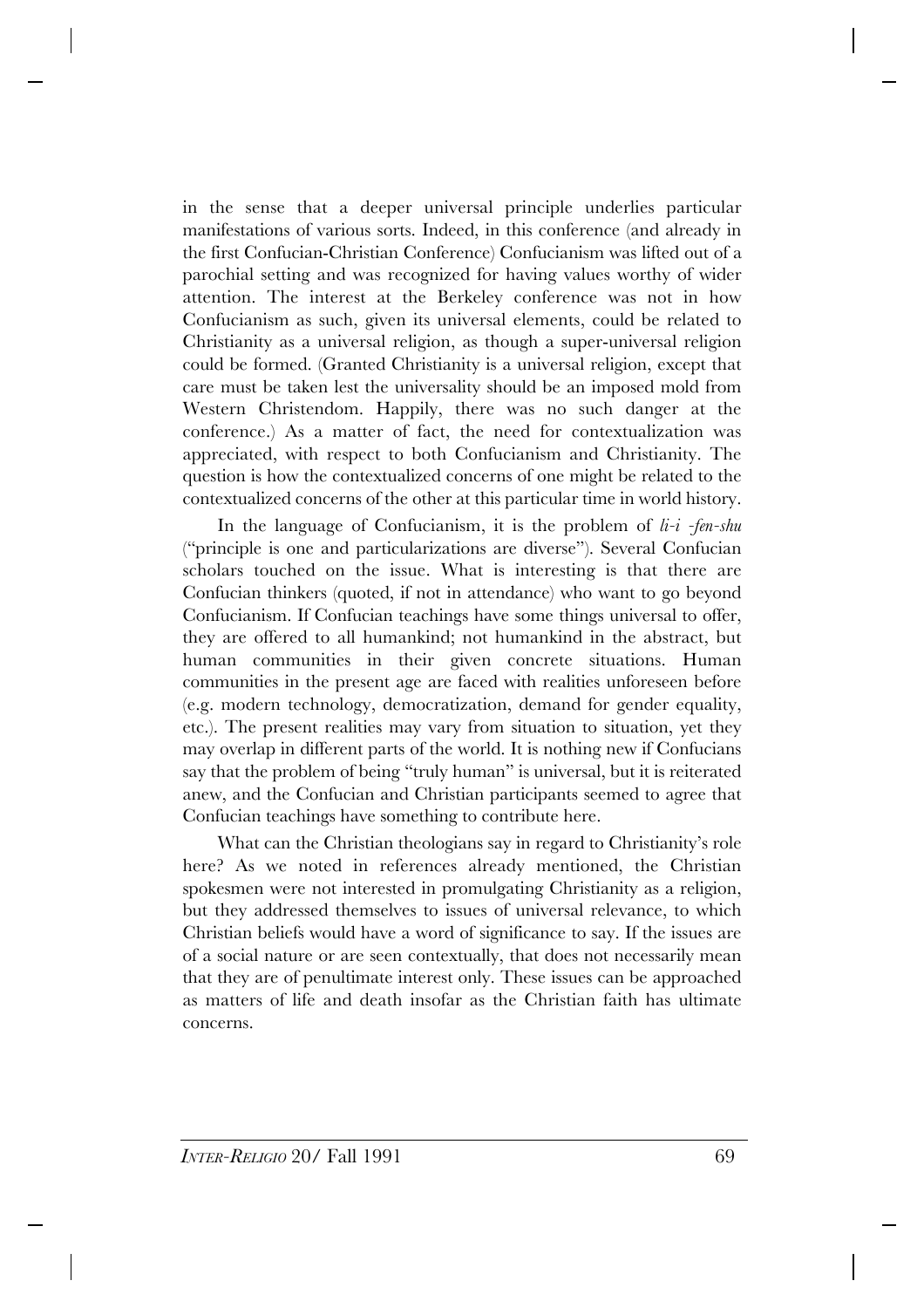in the sense that a deeper universal principle underlies particular manifestations of various sorts. Indeed, in this conference (and already in the first Confucian-Christian Conference) Confucianism was lifted out of a parochial setting and was recognized for having values worthy of wider attention. The interest at the Berkeley conference was not in how Confucianism as such, given its universal elements, could be related to Christianity as a universal religion, as though a super-universal religion could be formed. (Granted Christianity is a universal religion, except that care must be taken lest the universality should be an imposed mold from Western Christendom. Happily, there was no such danger at the conference.) As a matter of fact, the need for contextualization was appreciated, with respect to both Confucianism and Christianity. The question is how the contextualized concerns of one might be related to the contextualized concerns of the other at this particular time in world history.

In the language of Confucianism, it is the problem of *li-i -fen-shu* ("principle is one and particularizations are diverse"). Several Confucian scholars touched on the issue. What is interesting is that there are Confucian thinkers (quoted, if not in attendance) who want to go beyond Confucianism. If Confucian teachings have some things universal to offer, they are offered to all humankind; not humankind in the abstract, but human communities in their given concrete situations. Human communities in the present age are faced with realities unforeseen before (e.g. modern technology, democratization, demand for gender equality, etc.). The present realities may vary from situation to situation, yet they may overlap in different parts of the world. It is nothing new if Confucians say that the problem of being "truly human" is universal, but it is reiterated anew, and the Confucian and Christian participants seemed to agree that Confucian teachings have something to contribute here.

What can the Christian theologians say in regard to Christianity's role here? As we noted in references already mentioned, the Christian spokesmen were not interested in promulgating Christianity as a religion, but they addressed themselves to issues of universal relevance, to which Christian beliefs would have a word of significance to say. If the issues are of a social nature or are seen contextually, that does not necessarily mean that they are of penultimate interest only. These issues can be approached as matters of life and death insofar as the Christian faith has ultimate concerns.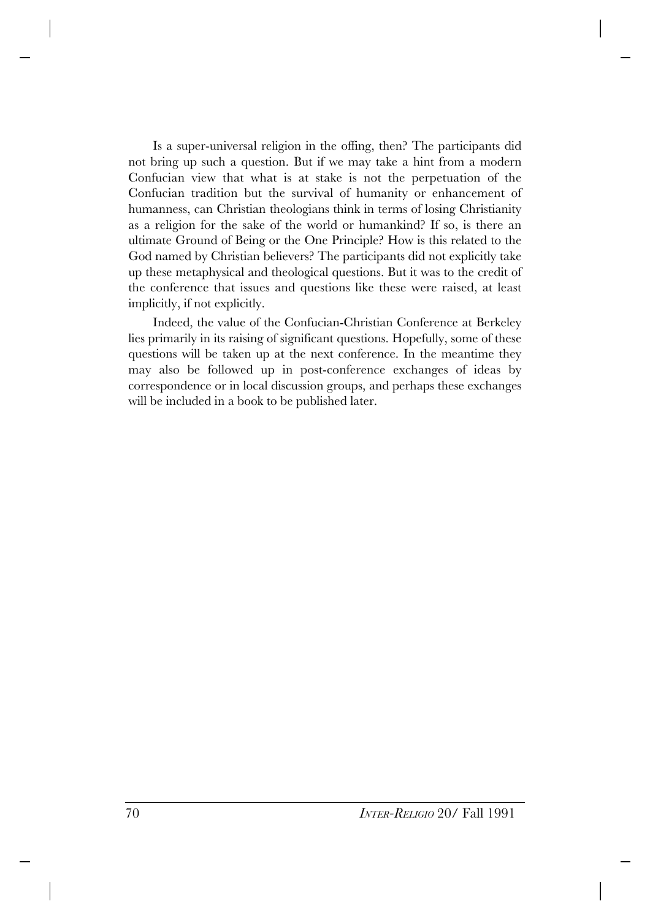Is a super-universal religion in the offing, then? The participants did not bring up such a question. But if we may take a hint from a modern Confucian view that what is at stake is not the perpetuation of the Confucian tradition but the survival of humanity or enhancement of humanness, can Christian theologians think in terms of losing Christianity as a religion for the sake of the world or humankind? If so, is there an ultimate Ground of Being or the One Principle? How is this related to the God named by Christian believers? The participants did not explicitly take up these metaphysical and theological questions. But it was to the credit of the conference that issues and questions like these were raised, at least implicitly, if not explicitly.

Indeed, the value of the Confucian-Christian Conference at Berkeley lies primarily in its raising of significant questions. Hopefully, some of these questions will be taken up at the next conference. In the meantime they may also be followed up in post-conference exchanges of ideas by correspondence or in local discussion groups, and perhaps these exchanges will be included in a book to be published later.